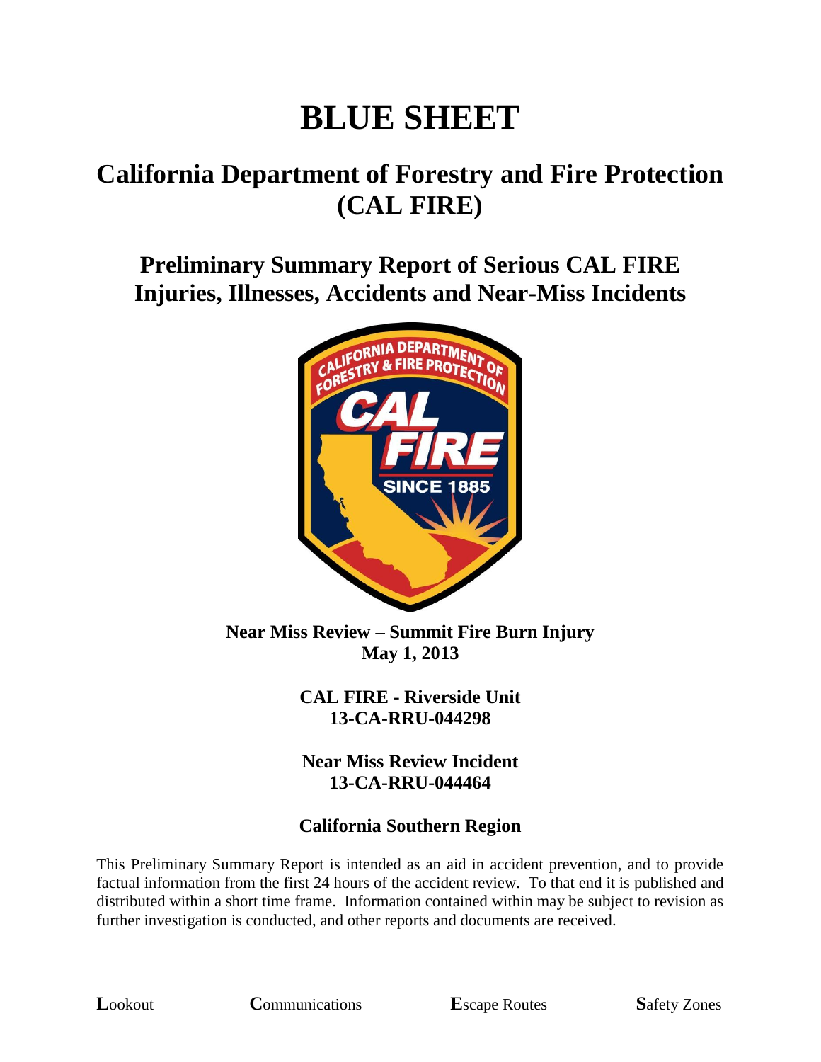# BLUE SHEET

## California Department of Forestry and Fire Protection (CAL FIRE)

### Preliminary Summary Report of Serious CAL FIRE Injuries, Illnesses, Accidents and Near-Miss Incidents

**Near Miss Review – Summit Fire Burn Injury**
**May 1, 2013**

**CAL FIRE - Riverside Unit**
**13-CA-RRU-044298**

**Near Miss Review Incident**
**13-CA-RRU-044464**

**California Southern Region**

This Preliminary Summary Report is intended as an aid in accident prevention, and to provide factual information from the first 24 hours of the accident review. To that end it is published and distributed within a short time frame. Information contained within may be subject to revision as further investigation is conducted, and other reports and documents are received.

**L**ookout **C**ommunications **E**scape Routes **S**afety Zones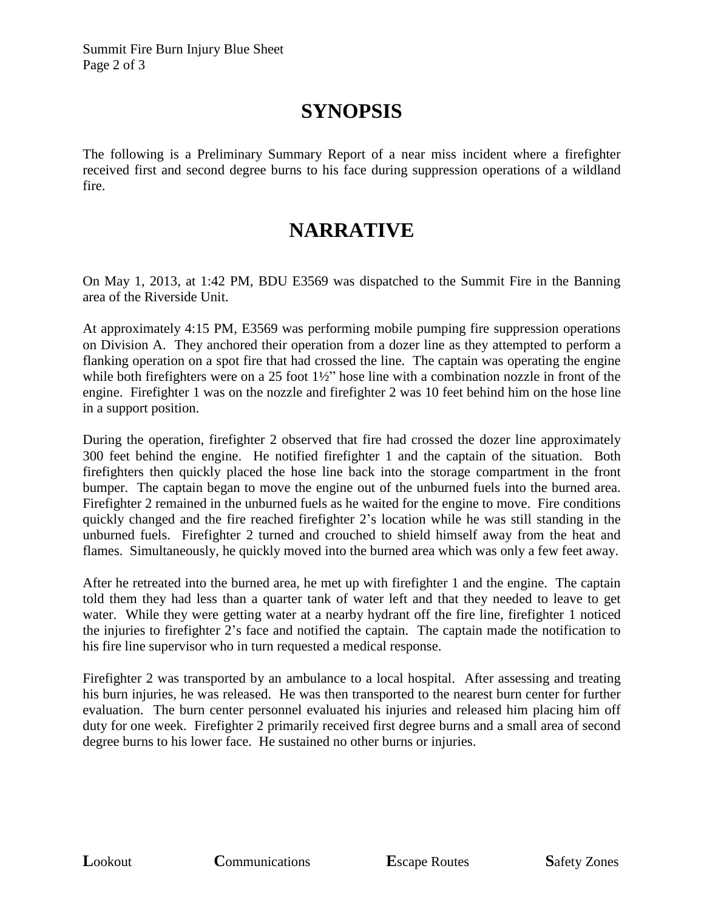# SYNOPSIS

The following is a Preliminary Summary Report of a near miss incident where a firefighter received first and second degree burns to his face during suppression operations of a wildland fire.

# NARRATIVE

On May 1, 2013, at 1:42 PM, BDU E3569 was dispatched to the Summit Fire in the Banning area of the Riverside Unit.

At approximately 4:15 PM, E3569 was performing mobile pumping fire suppression operations on Division A. They anchored their operation from a dozer line as they attempted to perform a flanking operation on a spot fire that had crossed the line. The captain was operating the engine while both firefighters were on a 25 foot 1½" hose line with a combination nozzle in front of the engine. Firefighter 1 was on the nozzle and firefighter 2 was 10 feet behind him on the hose line in a support position.

During the operation, firefighter 2 observed that fire had crossed the dozer line approximately 300 feet behind the engine. He notified firefighter 1 and the captain of the situation. Both firefighters then quickly placed the hose line back into the storage compartment in the front bumper. The captain began to move the engine out of the unburned fuels into the burned area. Firefighter 2 remained in the unburned fuels as he waited for the engine to move. Fire conditions quickly changed and the fire reached firefighter 2's location while he was still standing in the unburned fuels. Firefighter 2 turned and crouched to shield himself away from the heat and flames. Simultaneously, he quickly moved into the burned area which was only a few feet away.

After he retreated into the burned area, he met up with firefighter 1 and the engine. The captain told them they had less than a quarter tank of water left and that they needed to leave to get water. While they were getting water at a nearby hydrant off the fire line, firefighter 1 noticed the injuries to firefighter 2's face and notified the captain. The captain made the notification to his fire line supervisor who in turn requested a medical response.

Firefighter 2 was transported by an ambulance to a local hospital. After assessing and treating his burn injuries, he was released. He was then transported to the nearest burn center for further evaluation. The burn center personnel evaluated his injuries and released him placing him off duty for one week. Firefighter 2 primarily received first degree burns and a small area of second degree burns to his lower face. He sustained no other burns or injuries.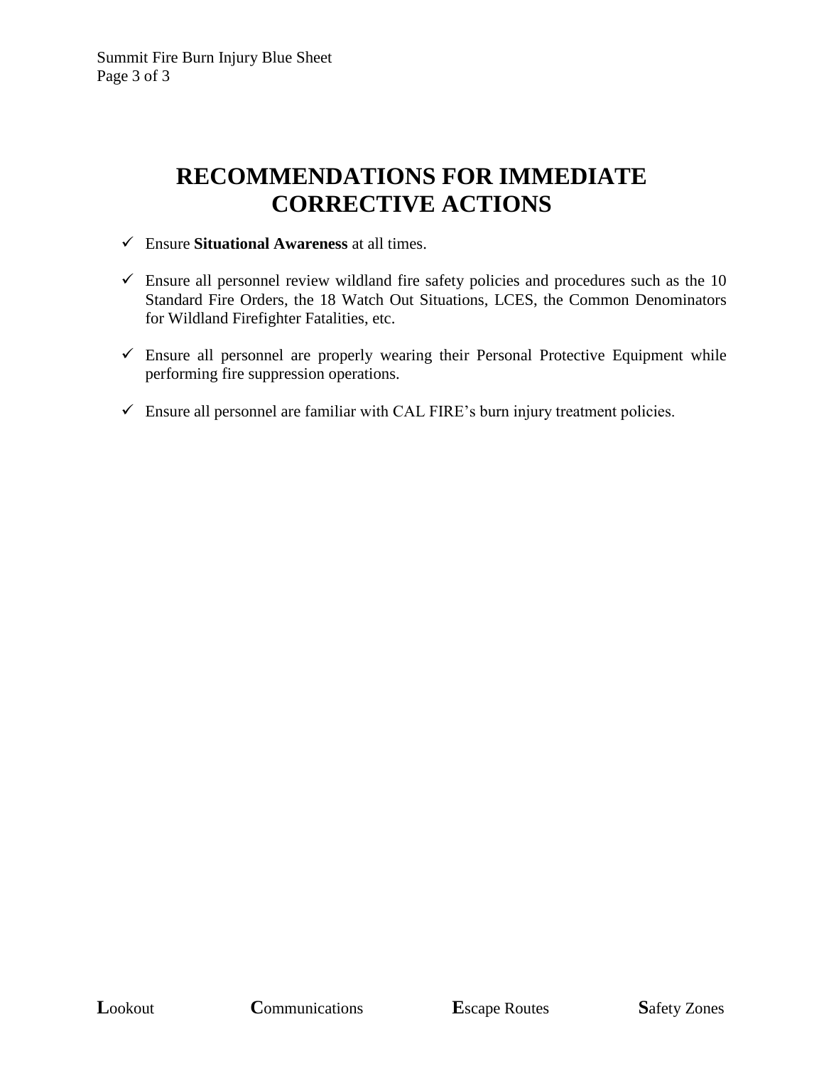# RECOMMENDATIONS FOR IMMEDIATE CORRECTIVE ACTIONS

- ✓ Ensure **Situational Awareness** at all times.
- ✓ Ensure all personnel review wildland fire safety policies and procedures such as the 10 Standard Fire Orders, the 18 Watch Out Situations, LCES, the Common Denominators for Wildland Firefighter Fatalities, etc.
- ✓ Ensure all personnel are properly wearing their Personal Protective Equipment while performing fire suppression operations.
- ✓ Ensure all personnel are familiar with CAL FIRE's burn injury treatment policies.